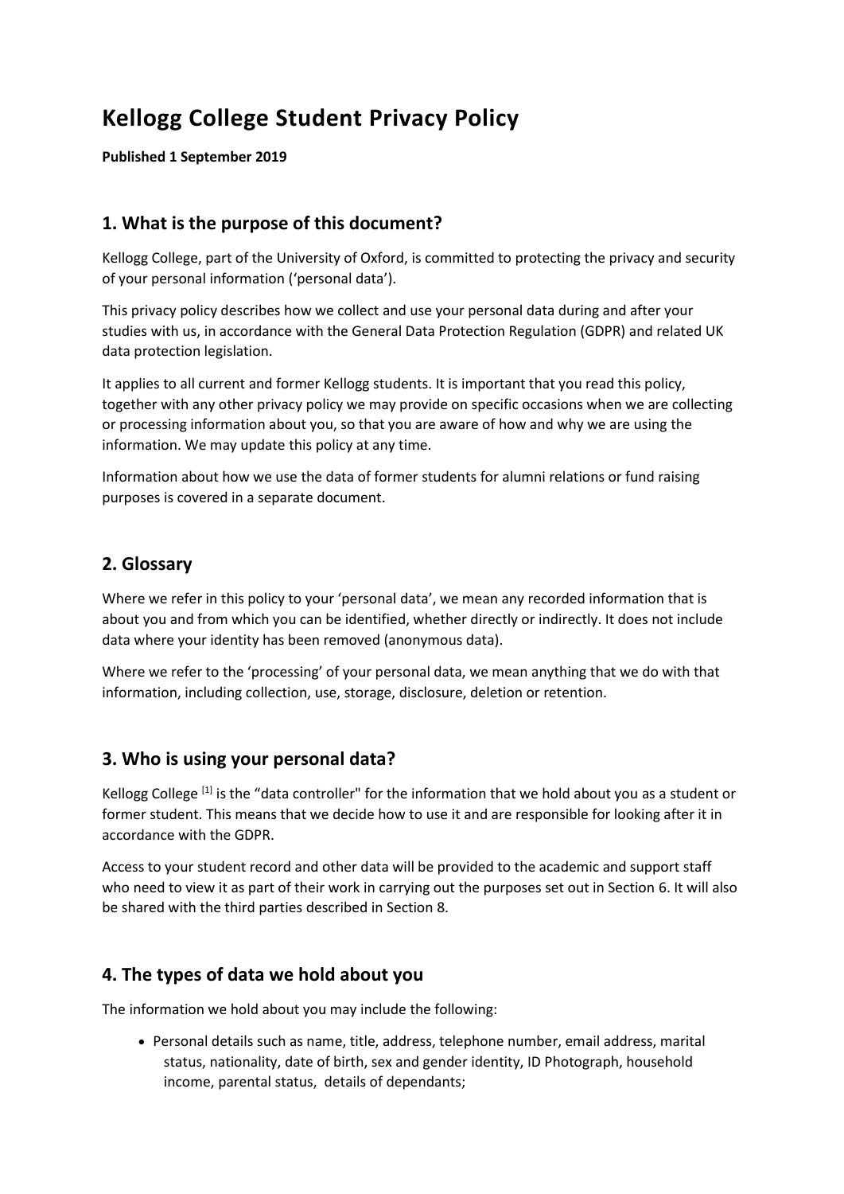# Kellogg College Student Privacy Policy

**Published 1 September 2019**

## 1. What is the purpose of this document?

Kellogg College, part of the University of Oxford, is committed to protecting the privacy and security of your personal information ('personal data').

This privacy policy describes how we collect and use your personal data during and after your studies with us, in accordance with the General Data Protection Regulation (GDPR) and related UK data protection legislation.

It applies to all current and former Kellogg students. It is important that you read this policy, together with any other privacy policy we may provide on specific occasions when we are collecting or processing information about you, so that you are aware of how and why we are using the information. We may update this policy at any time.

Information about how we use the data of former students for alumni relations or fund raising purposes is covered in a separate document.

## 2. Glossary

Where we refer in this policy to your 'personal data', we mean any recorded information that is about you and from which you can be identified, whether directly or indirectly. It does not include data where your identity has been removed (anonymous data).

Where we refer to the 'processing' of your personal data, we mean anything that we do with that information, including collection, use, storage, disclosure, deletion or retention.

## 3. Who is using your personal data?

Kellogg College [1] is the "data controller" for the information that we hold about you as a student or former student. This means that we decide how to use it and are responsible for looking after it in accordance with the GDPR.

Access to your student record and other data will be provided to the academic and support staff who need to view it as part of their work in carrying out the purposes set out in Section 6. It will also be shared with the third parties described in Section 8.

## 4. The types of data we hold about you

The information we hold about you may include the following:

- Personal details such as name, title, address, telephone number, email address, marital status, nationality, date of birth, sex and gender identity, ID Photograph, household income, parental status, details of dependants;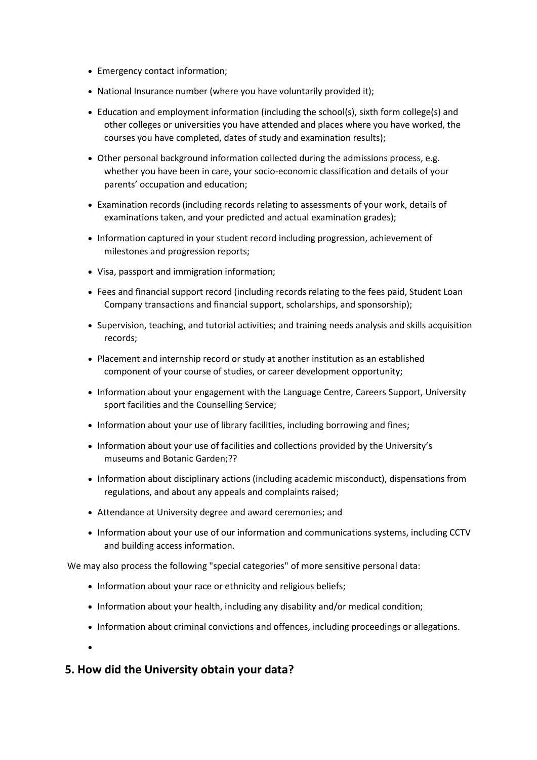- Emergency contact information;
- National Insurance number (where you have voluntarily provided it);
- Education and employment information (including the school(s), sixth form college(s) and other colleges or universities you have attended and places where you have worked, the courses you have completed, dates of study and examination results);
- Other personal background information collected during the admissions process, e.g. whether you have been in care, your socio-economic classification and details of your parents' occupation and education;
- Examination records (including records relating to assessments of your work, details of examinations taken, and your predicted and actual examination grades);
- Information captured in your student record including progression, achievement of milestones and progression reports;
- Visa, passport and immigration information;
- Fees and financial support record (including records relating to the fees paid, Student Loan Company transactions and financial support, scholarships, and sponsorship);
- Supervision, teaching, and tutorial activities; and training needs analysis and skills acquisition records;
- Placement and internship record or study at another institution as an established component of your course of studies, or career development opportunity;
- Information about your engagement with the Language Centre, Careers Support, University sport facilities and the Counselling Service;
- Information about your use of library facilities, including borrowing and fines;
- Information about your use of facilities and collections provided by the University's museums and Botanic Garden;??
- Information about disciplinary actions (including academic misconduct), dispensations from regulations, and about any appeals and complaints raised;
- Attendance at University degree and award ceremonies; and
- Information about your use of our information and communications systems, including CCTV and building access information.

We may also process the following "special categories" of more sensitive personal data:

- Information about your race or ethnicity and religious beliefs;
- Information about your health, including any disability and/or medical condition;
- Information about criminal convictions and offences, including proceedings or allegations.

## 5. How did the University obtain your data?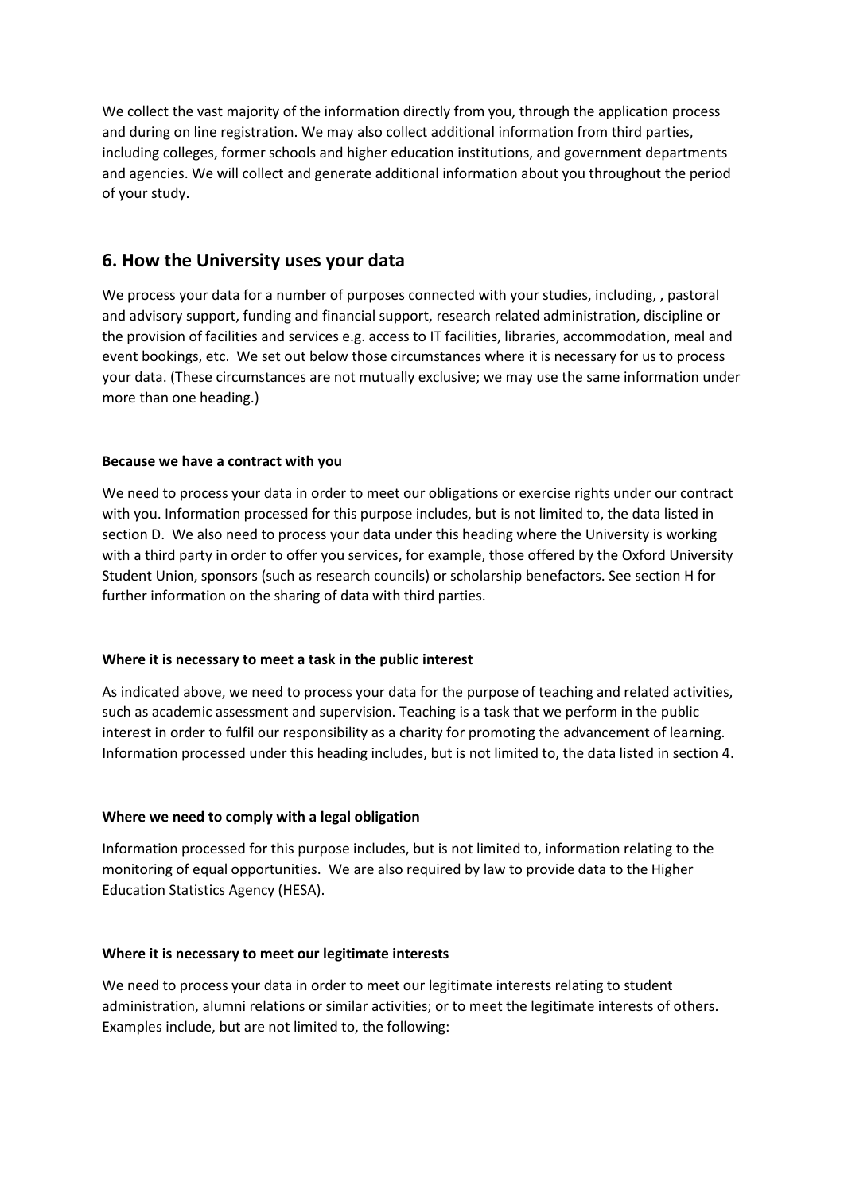We collect the vast majority of the information directly from you, through the application process and during on line registration. We may also collect additional information from third parties, including colleges, former schools and higher education institutions, and government departments and agencies. We will collect and generate additional information about you throughout the period of your study.

## 6. How the University uses your data

We process your data for a number of purposes connected with your studies, including, , pastoral and advisory support, funding and financial support, research related administration, discipline or the provision of facilities and services e.g. access to IT facilities, libraries, accommodation, meal and event bookings, etc. We set out below those circumstances where it is necessary for us to process your data. (These circumstances are not mutually exclusive; we may use the same information under more than one heading.)

**Because we have a contract with you**

We need to process your data in order to meet our obligations or exercise rights under our contract with you. Information processed for this purpose includes, but is not limited to, the data listed in section D. We also need to process your data under this heading where the University is working with a third party in order to offer you services, for example, those offered by the Oxford University Student Union, sponsors (such as research councils) or scholarship benefactors. See section H for further information on the sharing of data with third parties.

**Where it is necessary to meet a task in the public interest**

As indicated above, we need to process your data for the purpose of teaching and related activities, such as academic assessment and supervision. Teaching is a task that we perform in the public interest in order to fulfil our responsibility as a charity for promoting the advancement of learning. Information processed under this heading includes, but is not limited to, the data listed in section 4.

**Where we need to comply with a legal obligation**

Information processed for this purpose includes, but is not limited to, information relating to the monitoring of equal opportunities. We are also required by law to provide data to the Higher Education Statistics Agency (HESA).

**Where it is necessary to meet our legitimate interests**

We need to process your data in order to meet our legitimate interests relating to student administration, alumni relations or similar activities; or to meet the legitimate interests of others. Examples include, but are not limited to, the following: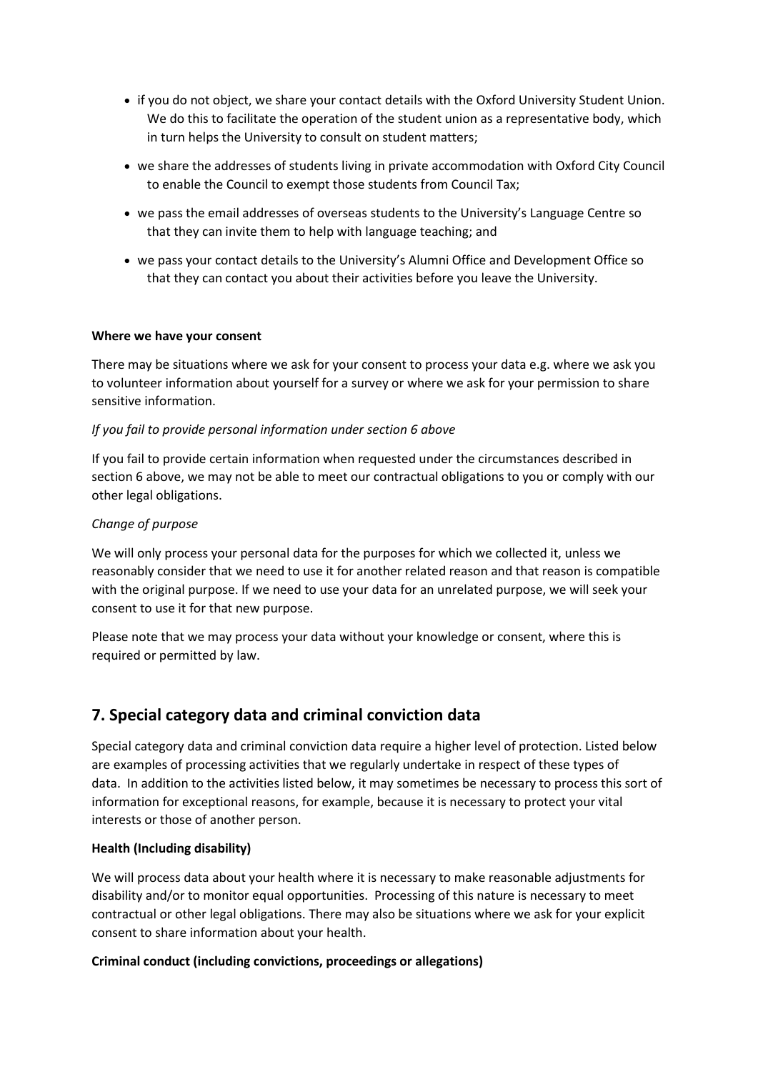- if you do not object, we share your contact details with the Oxford University Student Union. We do this to facilitate the operation of the student union as a representative body, which in turn helps the University to consult on student matters;
- we share the addresses of students living in private accommodation with Oxford City Council to enable the Council to exempt those students from Council Tax;
- we pass the email addresses of overseas students to the University's Language Centre so that they can invite them to help with language teaching; and
- we pass your contact details to the University's Alumni Office and Development Office so that they can contact you about their activities before you leave the University.

**Where we have your consent**

There may be situations where we ask for your consent to process your data e.g. where we ask you to volunteer information about yourself for a survey or where we ask for your permission to share sensitive information.

*If you fail to provide personal information under section 6 above*

If you fail to provide certain information when requested under the circumstances described in section 6 above, we may not be able to meet our contractual obligations to you or comply with our other legal obligations.

*Change of purpose*

We will only process your personal data for the purposes for which we collected it, unless we reasonably consider that we need to use it for another related reason and that reason is compatible with the original purpose. If we need to use your data for an unrelated purpose, we will seek your consent to use it for that new purpose.

Please note that we may process your data without your knowledge or consent, where this is required or permitted by law.

## 7. Special category data and criminal conviction data

Special category data and criminal conviction data require a higher level of protection. Listed below are examples of processing activities that we regularly undertake in respect of these types of data. In addition to the activities listed below, it may sometimes be necessary to process this sort of information for exceptional reasons, for example, because it is necessary to protect your vital interests or those of another person.

**Health (Including disability)**

We will process data about your health where it is necessary to make reasonable adjustments for disability and/or to monitor equal opportunities. Processing of this nature is necessary to meet contractual or other legal obligations. There may also be situations where we ask for your explicit consent to share information about your health.

**Criminal conduct (including convictions, proceedings or allegations)**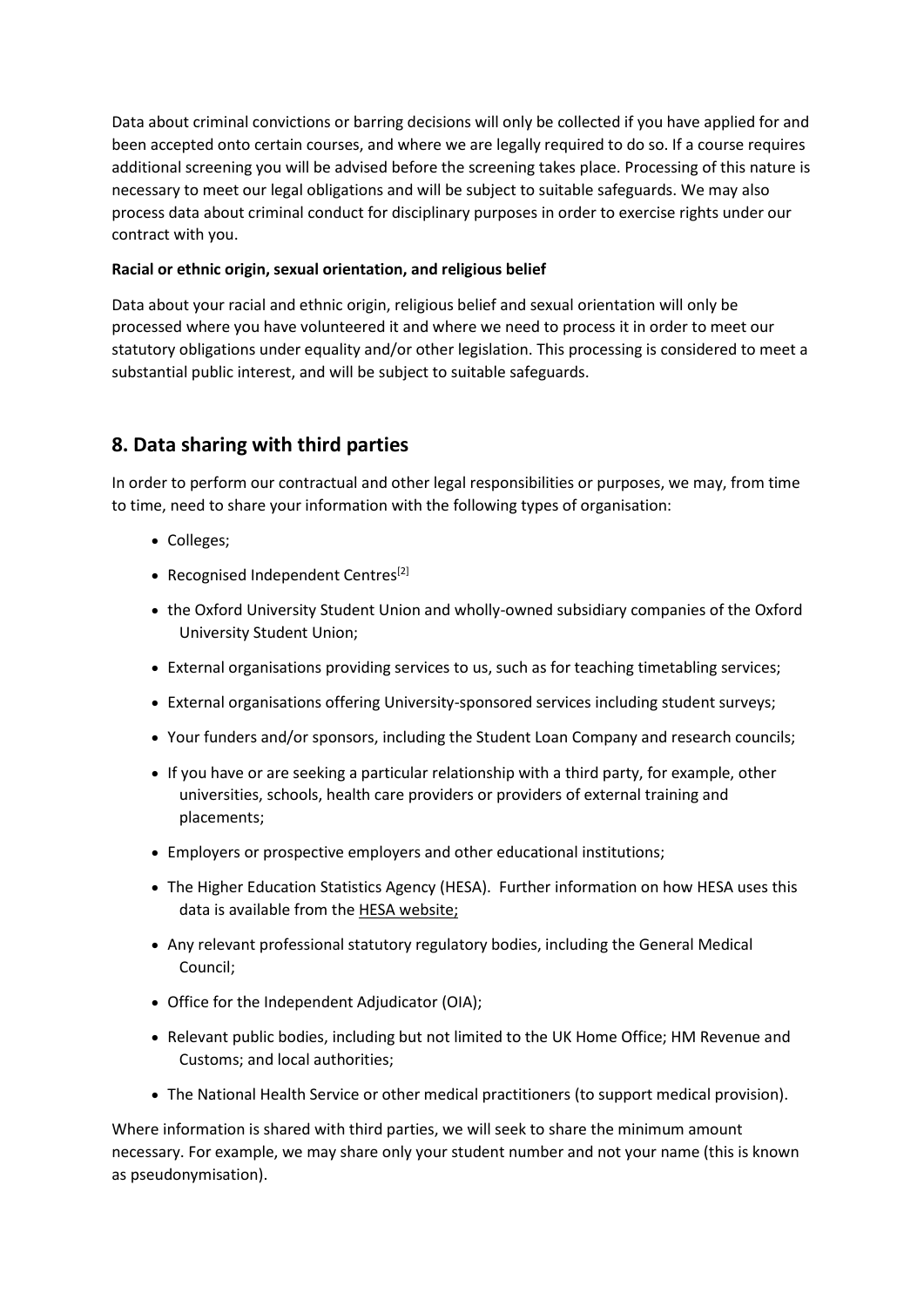Data about criminal convictions or barring decisions will only be collected if you have applied for and been accepted onto certain courses, and where we are legally required to do so. If a course requires additional screening you will be advised before the screening takes place. Processing of this nature is necessary to meet our legal obligations and will be subject to suitable safeguards. We may also process data about criminal conduct for disciplinary purposes in order to exercise rights under our contract with you.

**Racial or ethnic origin, sexual orientation, and religious belief**

Data about your racial and ethnic origin, religious belief and sexual orientation will only be processed where you have volunteered it and where we need to process it in order to meet our statutory obligations under equality and/or other legislation. This processing is considered to meet a substantial public interest, and will be subject to suitable safeguards.

## 8. Data sharing with third parties

In order to perform our contractual and other legal responsibilities or purposes, we may, from time to time, need to share your information with the following types of organisation:

- Colleges;
- Recognised Independent Centres[2]
- the Oxford University Student Union and wholly-owned subsidiary companies of the Oxford University Student Union;
- External organisations providing services to us, such as for teaching timetabling services;
- External organisations offering University-sponsored services including student surveys;
- Your funders and/or sponsors, including the Student Loan Company and research councils;
- If you have or are seeking a particular relationship with a third party, for example, other universities, schools, health care providers or providers of external training and placements;
- Employers or prospective employers and other educational institutions;
- The Higher Education Statistics Agency (HESA). Further information on how HESA uses this data is available from the HESA website;
- Any relevant professional statutory regulatory bodies, including the General Medical Council;
- Office for the Independent Adjudicator (OIA);
- Relevant public bodies, including but not limited to the UK Home Office; HM Revenue and Customs; and local authorities;
- The National Health Service or other medical practitioners (to support medical provision).

Where information is shared with third parties, we will seek to share the minimum amount necessary. For example, we may share only your student number and not your name (this is known as pseudonymisation).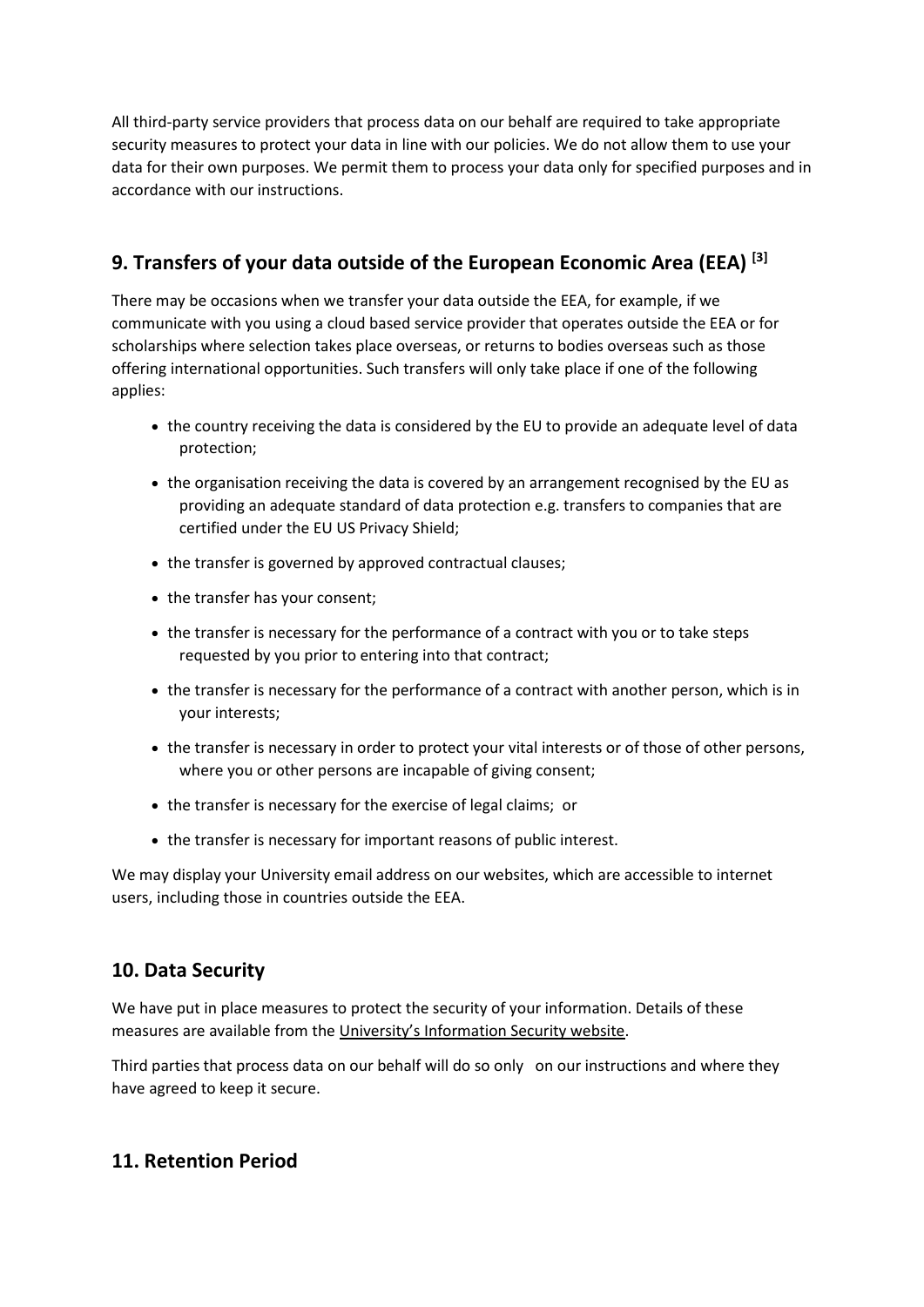All third-party service providers that process data on our behalf are required to take appropriate security measures to protect your data in line with our policies. We do not allow them to use your data for their own purposes. We permit them to process your data only for specified purposes and in accordance with our instructions.

## 9. Transfers of your data outside of the European Economic Area (EEA) [3]

There may be occasions when we transfer your data outside the EEA, for example, if we communicate with you using a cloud based service provider that operates outside the EEA or for scholarships where selection takes place overseas, or returns to bodies overseas such as those offering international opportunities. Such transfers will only take place if one of the following applies:

- the country receiving the data is considered by the EU to provide an adequate level of data protection;
- the organisation receiving the data is covered by an arrangement recognised by the EU as providing an adequate standard of data protection e.g. transfers to companies that are certified under the EU US Privacy Shield;
- the transfer is governed by approved contractual clauses;
- the transfer has your consent;
- the transfer is necessary for the performance of a contract with you or to take steps requested by you prior to entering into that contract;
- the transfer is necessary for the performance of a contract with another person, which is in your interests;
- the transfer is necessary in order to protect your vital interests or of those of other persons, where you or other persons are incapable of giving consent;
- the transfer is necessary for the exercise of legal claims; or
- the transfer is necessary for important reasons of public interest.

We may display your University email address on our websites, which are accessible to internet users, including those in countries outside the EEA.

## 10. Data Security

We have put in place measures to protect the security of your information. Details of these measures are available from the University's Information Security website.

Third parties that process data on our behalf will do so only on our instructions and where they have agreed to keep it secure.

## 11. Retention Period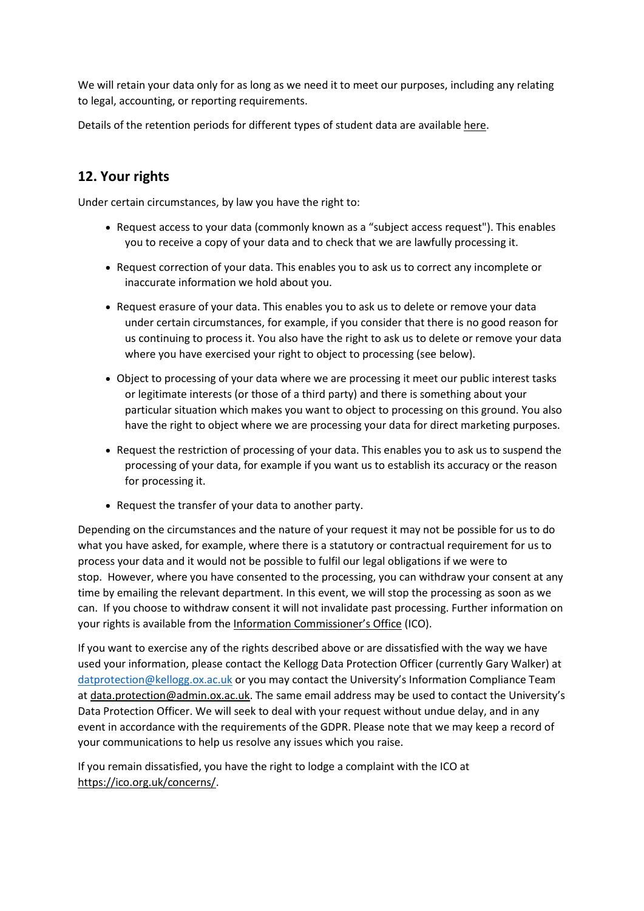We will retain your data only for as long as we need it to meet our purposes, including any relating to legal, accounting, or reporting requirements.

Details of the retention periods for different types of student data are available here.

## 12. Your rights

Under certain circumstances, by law you have the right to:

- Request access to your data (commonly known as a "subject access request"). This enables you to receive a copy of your data and to check that we are lawfully processing it.
- Request correction of your data. This enables you to ask us to correct any incomplete or inaccurate information we hold about you.
- Request erasure of your data. This enables you to ask us to delete or remove your data under certain circumstances, for example, if you consider that there is no good reason for us continuing to process it. You also have the right to ask us to delete or remove your data where you have exercised your right to object to processing (see below).
- Object to processing of your data where we are processing it meet our public interest tasks or legitimate interests (or those of a third party) and there is something about your particular situation which makes you want to object to processing on this ground. You also have the right to object where we are processing your data for direct marketing purposes.
- Request the restriction of processing of your data. This enables you to ask us to suspend the processing of your data, for example if you want us to establish its accuracy or the reason for processing it.
- Request the transfer of your data to another party.

Depending on the circumstances and the nature of your request it may not be possible for us to do what you have asked, for example, where there is a statutory or contractual requirement for us to process your data and it would not be possible to fulfil our legal obligations if we were to stop. However, where you have consented to the processing, you can withdraw your consent at any time by emailing the relevant department. In this event, we will stop the processing as soon as we can. If you choose to withdraw consent it will not invalidate past processing. Further information on your rights is available from the Information Commissioner's Office (ICO).

If you want to exercise any of the rights described above or are dissatisfied with the way we have used your information, please contact the Kellogg Data Protection Officer (currently Gary Walker) at datprotection@kellogg.ox.ac.uk or you may contact the University's Information Compliance Team at data.protection@admin.ox.ac.uk. The same email address may be used to contact the University's Data Protection Officer. We will seek to deal with your request without undue delay, and in any event in accordance with the requirements of the GDPR. Please note that we may keep a record of your communications to help us resolve any issues which you raise.

If you remain dissatisfied, you have the right to lodge a complaint with the ICO at https://ico.org.uk/concerns/.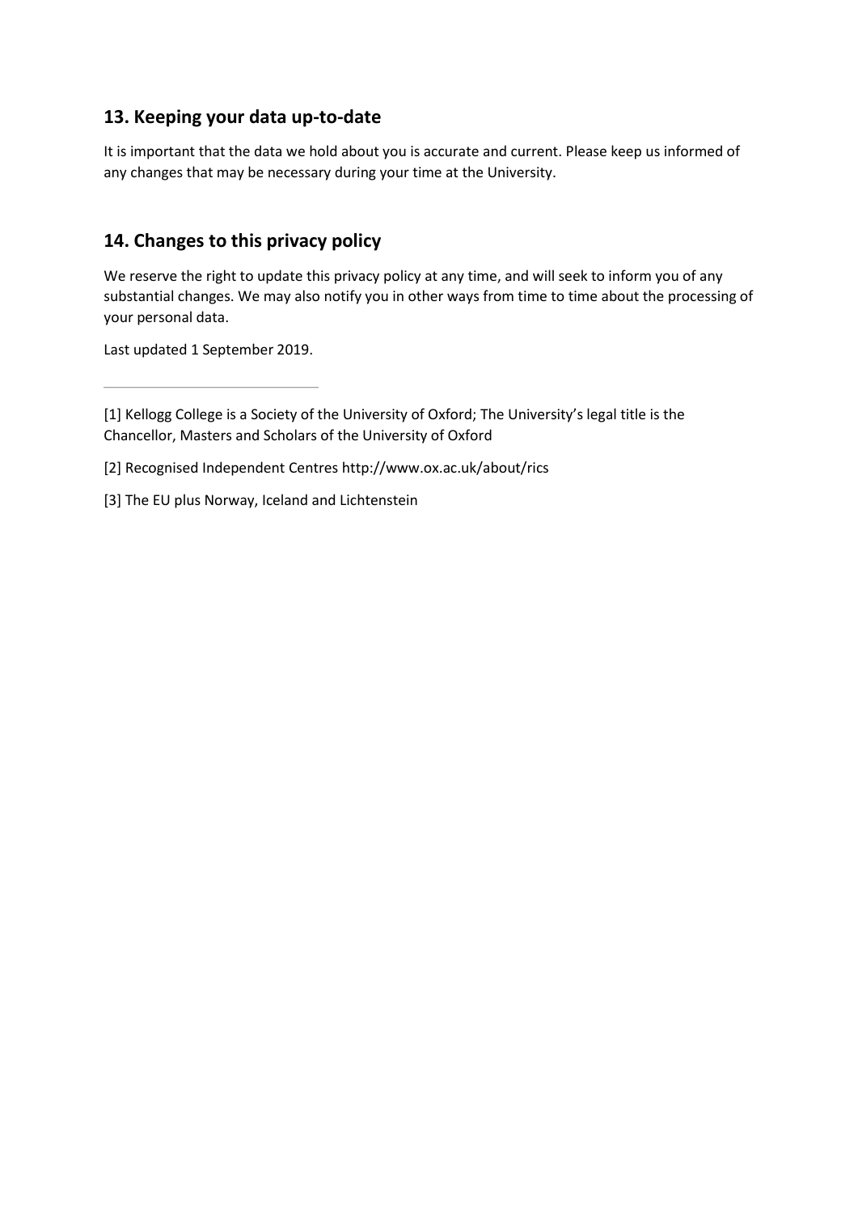## 13. Keeping your data up-to-date

It is important that the data we hold about you is accurate and current. Please keep us informed of any changes that may be necessary during your time at the University.

## 14. Changes to this privacy policy

We reserve the right to update this privacy policy at any time, and will seek to inform you of any substantial changes. We may also notify you in other ways from time to time about the processing of your personal data.

Last updated 1 September 2019.

---

[1] Kellogg College is a Society of the University of Oxford; The University's legal title is the Chancellor, Masters and Scholars of the University of Oxford

[2] Recognised Independent Centres http://www.ox.ac.uk/about/rics

[3] The EU plus Norway, Iceland and Lichtenstein